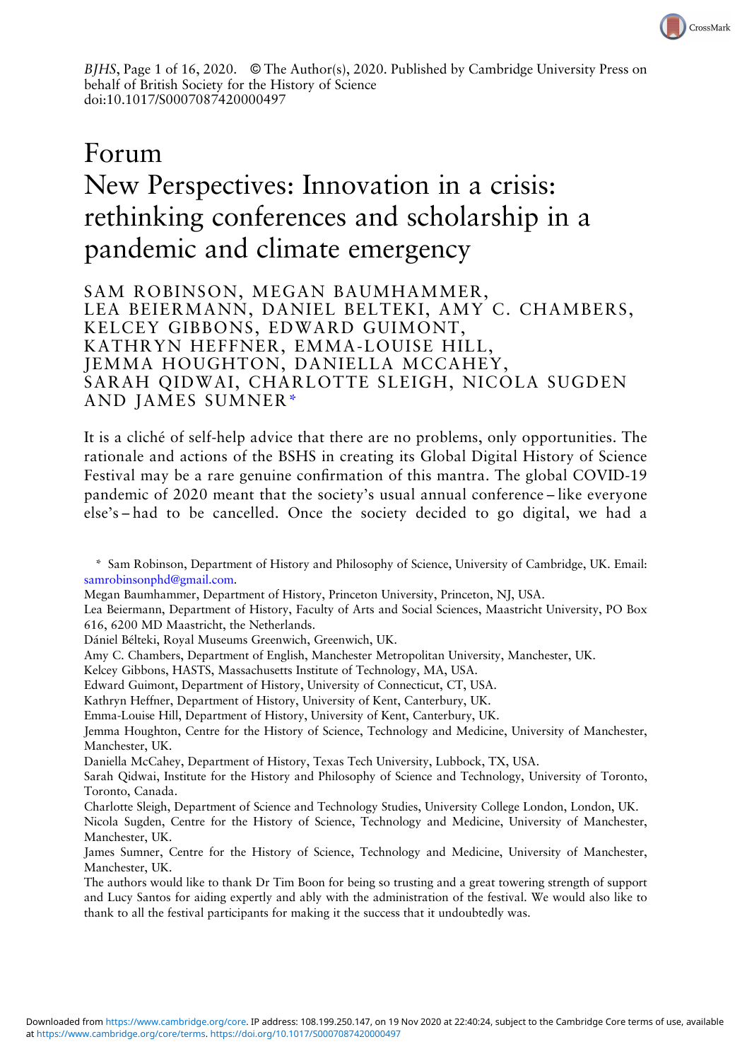# Forum

# New Perspectives: Innovation in a crisis: rethinking conferences and scholarship in a pandemic and climate emergency

SAM ROBINSON, MEGAN BAUMHAMMER, LEA BEIERMANN, DANIEL BELTEKI, AMY C. CHAMBERS, KELCEY GIBBONS, EDWARD GUIMONT, KATHRYN HEFFNER, EMMA-LOUISE HILL, JEMMA HOUGHTON, DANIELLA MCCAHEY, SARAH QIDWAI, CHARLOTTE SLEIGH, NICOLA SUGDEN AND JAMES SUMNER*

It is a cliché of self-help advice that there are no problems, only opportunities. The rationale and actions of the BSHS in creating its Global Digital History of Science Festival may be a rare genuine confirmation of this mantra. The global COVID-19 pandemic of 2020 meant that the society's usual annual conference – like everyone else's – had to be cancelled. Once the society decided to go digital, we had a

\* Sam Robinson, Department of History and Philosophy of Science, University of Cambridge, UK. Email: samrobinsonphd@gmail.com.

Megan Baumhammer, Department of History, Princeton University, Princeton, NJ, USA.

Lea Beiermann, Department of History, Faculty of Arts and Social Sciences, Maastricht University, PO Box 616, 6200 MD Maastricht, the Netherlands.

Dániel Bélteki, Royal Museums Greenwich, Greenwich, UK.

Amy C. Chambers, Department of English, Manchester Metropolitan University, Manchester, UK.

Kelcey Gibbons, HASTS, Massachusetts Institute of Technology, MA, USA.

Edward Guimont, Department of History, University of Connecticut, CT, USA.

Kathryn Heffner, Department of History, University of Kent, Canterbury, UK.

Emma-Louise Hill, Department of History, University of Kent, Canterbury, UK.

Jemma Houghton, Centre for the History of Science, Technology and Medicine, University of Manchester, Manchester, UK.

Daniella McCahey, Department of History, Texas Tech University, Lubbock, TX, USA.

Sarah Qidwai, Institute for the History and Philosophy of Science and Technology, University of Toronto, Toronto, Canada.

Charlotte Sleigh, Department of Science and Technology Studies, University College London, London, UK.

Nicola Sugden, Centre for the History of Science, Technology and Medicine, University of Manchester, Manchester, UK.

James Sumner, Centre for the History of Science, Technology and Medicine, University of Manchester, Manchester, UK.

The authors would like to thank Dr Tim Boon for being so trusting and a great towering strength of support and Lucy Santos for aiding expertly and ably with the administration of the festival. We would also like to thank to all the festival participants for making it the success that it undoubtedly was.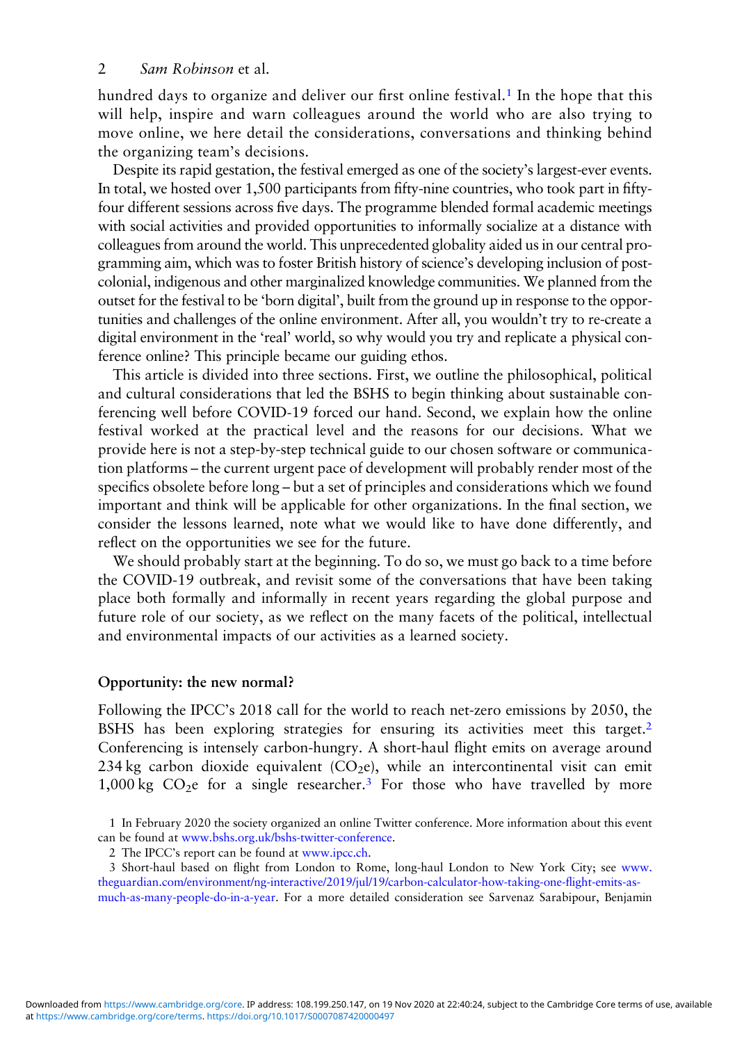hundred days to organize and deliver our first online festival.[1] In the hope that this will help, inspire and warn colleagues around the world who are also trying to move online, we here detail the considerations, conversations and thinking behind the organizing team's decisions.

Despite its rapid gestation, the festival emerged as one of the society's largest-ever events. In total, we hosted over 1,500 participants from fifty-nine countries, who took part in fifty-four different sessions across five days. The programme blended formal academic meetings with social activities and provided opportunities to informally socialize at a distance with colleagues from around the world. This unprecedented globality aided us in our central programming aim, which was to foster British history of science's developing inclusion of post-colonial, indigenous and other marginalized knowledge communities. We planned from the outset for the festival to be 'born digital', built from the ground up in response to the opportunities and challenges of the online environment. After all, you wouldn't try to re-create a digital environment in the 'real' world, so why would you try and replicate a physical conference online? This principle became our guiding ethos.

This article is divided into three sections. First, we outline the philosophical, political and cultural considerations that led the BSHS to begin thinking about sustainable conferencing well before COVID-19 forced our hand. Second, we explain how the online festival worked at the practical level and the reasons for our decisions. What we provide here is not a step-by-step technical guide to our chosen software or communication platforms – the current urgent pace of development will probably render most of the specifics obsolete before long – but a set of principles and considerations which we found important and think will be applicable for other organizations. In the final section, we consider the lessons learned, note what we would like to have done differently, and reflect on the opportunities we see for the future.

We should probably start at the beginning. To do so, we must go back to a time before the COVID-19 outbreak, and revisit some of the conversations that have been taking place both formally and informally in recent years regarding the global purpose and future role of our society, as we reflect on the many facets of the political, intellectual and environmental impacts of our activities as a learned society.

## Opportunity: the new normal?

Following the IPCC's 2018 call for the world to reach net-zero emissions by 2050, the BSHS has been exploring strategies for ensuring its activities meet this target.[2] Conferencing is intensely carbon-hungry. A short-haul flight emits on average around 234 kg carbon dioxide equivalent ($CO_2e$), while an intercontinental visit can emit 1,000 kg $CO_2e$ for a single researcher.[3] For those who have travelled by more

1 In February 2020 the society organized an online Twitter conference. More information about this event can be found at www.bshs.org.uk/bshs-twitter-conference.

2 The IPCC's report can be found at www.ipcc.ch.

3 Short-haul based on flight from London to Rome, long-haul London to New York City; see www.theguardian.com/environment/ng-interactive/2019/jul/19/carbon-calculator-how-taking-one-flight-emits-as-much-as-many-people-do-in-a-year. For a more detailed consideration see Sarvenaz Sarabipour, Benjamin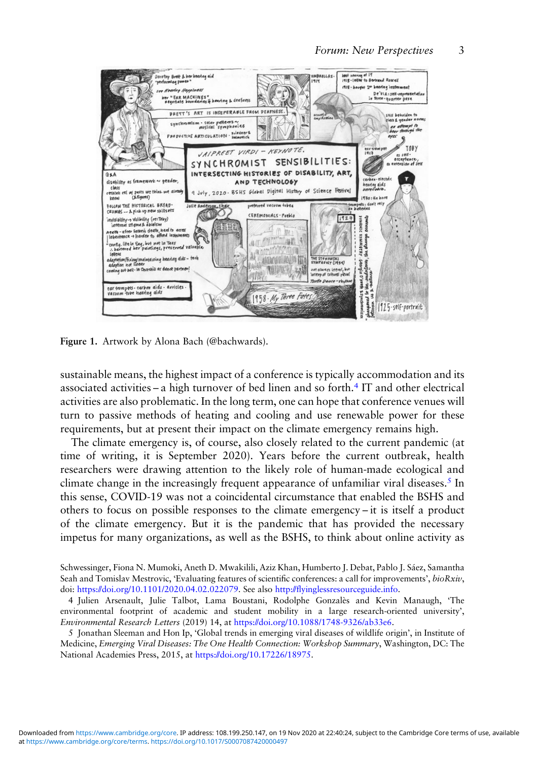Figure 1. Artwork by Alona Bach (@bachwards).

sustainable means, the highest impact of a conference is typically accommodation and its associated activities – a high turnover of bed linen and so forth.[4] IT and other electrical activities are also problematic. In the long term, one can hope that conference venues will turn to passive methods of heating and cooling and use renewable power for these requirements, but at present their impact on the climate emergency remains high.

The climate emergency is, of course, also closely related to the current pandemic (at time of writing, it is September 2020). Years before the current outbreak, health researchers were drawing attention to the likely role of human-made ecological and climate change in the increasingly frequent appearance of unfamiliar viral diseases.[5] In this sense, COVID-19 was not a coincidental circumstance that enabled the BSHS and others to focus on possible responses to the climate emergency – it is itself a product of the climate emergency. But it is the pandemic that has provided the necessary impetus for many organizations, as well as the BSHS, to think about online activity as

Schwessinger, Fiona N. Mumoki, Aneth D. Mwakilili, Aziz Khan, Humberto J. Debat, Pablo J. Sáez, Samantha Seah and Tomislav Mestrovic, 'Evaluating features of scientific conferences: a call for improvements', *bioRxiv*, doi: https://doi.org/10.1101/2020.04.02.022079. See also http://flyinglessresourceguide.info.

4 Julien Arsenault, Julie Talbot, Lama Boustani, Rodolphe Gonzalès and Kevin Manaugh, 'The environmental footprint of academic and student mobility in a large research-oriented university', *Environmental Research Letters* (2019) 14, at https://doi.org/10.1088/1748-9326/ab33e6.

5 Jonathan Sleeman and Hon Ip, 'Global trends in emerging viral diseases of wildlife origin', in Institute of Medicine, *Emerging Viral Diseases: The One Health Connection: Workshop Summary*, Washington, DC: The National Academies Press, 2015, at https://doi.org/10.17226/18975.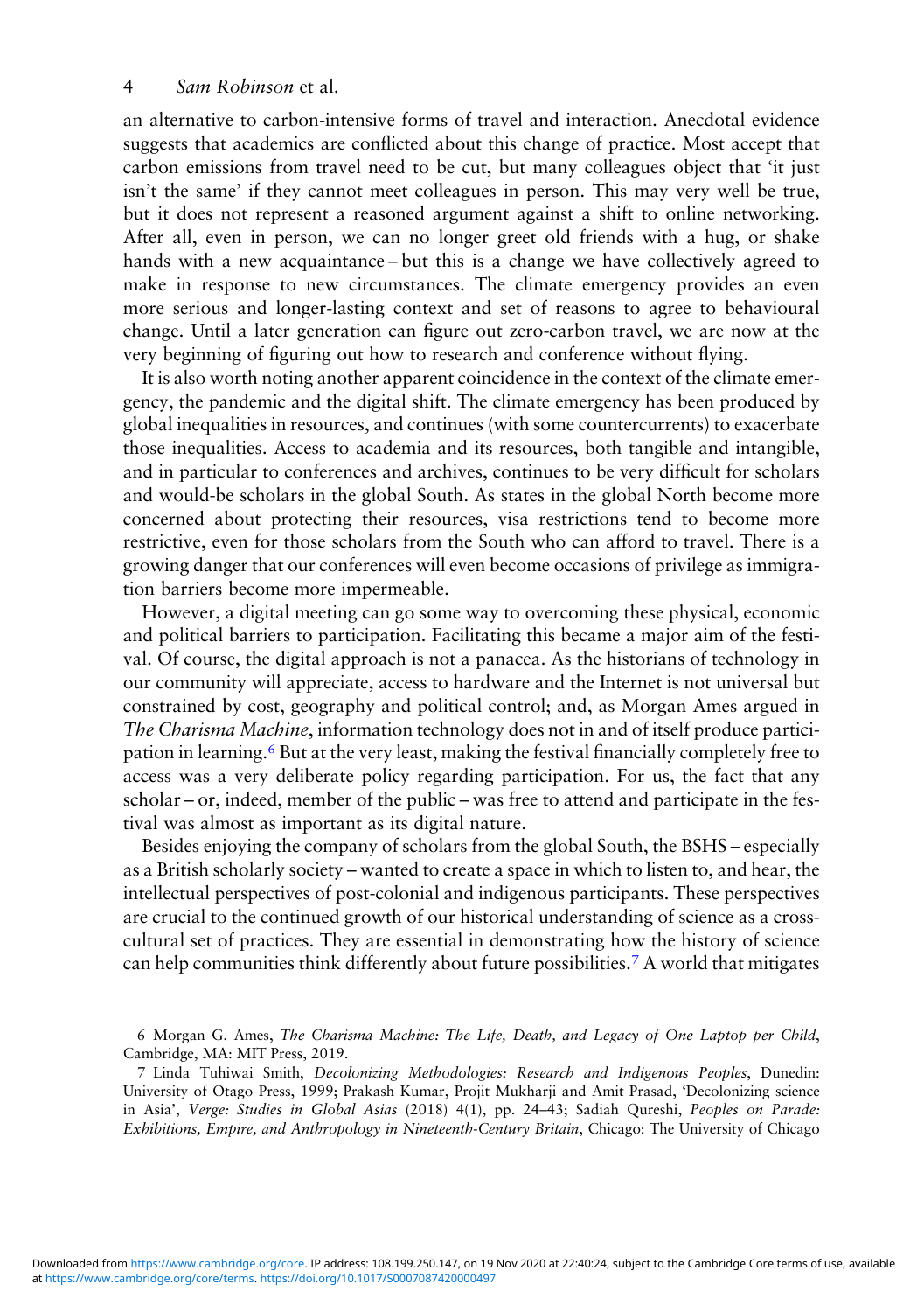an alternative to carbon-intensive forms of travel and interaction. Anecdotal evidence suggests that academics are conflicted about this change of practice. Most accept that carbon emissions from travel need to be cut, but many colleagues object that 'it just isn't the same' if they cannot meet colleagues in person. This may very well be true, but it does not represent a reasoned argument against a shift to online networking. After all, even in person, we can no longer greet old friends with a hug, or shake hands with a new acquaintance – but this is a change we have collectively agreed to make in response to new circumstances. The climate emergency provides an even more serious and longer-lasting context and set of reasons to agree to behavioural change. Until a later generation can figure out zero-carbon travel, we are now at the very beginning of figuring out how to research and conference without flying.

It is also worth noting another apparent coincidence in the context of the climate emergency, the pandemic and the digital shift. The climate emergency has been produced by global inequalities in resources, and continues (with some countercurrents) to exacerbate those inequalities. Access to academia and its resources, both tangible and intangible, and in particular to conferences and archives, continues to be very difficult for scholars and would-be scholars in the global South. As states in the global North become more concerned about protecting their resources, visa restrictions tend to become more restrictive, even for those scholars from the South who can afford to travel. There is a growing danger that our conferences will even become occasions of privilege as immigration barriers become more impermeable.

However, a digital meeting can go some way to overcoming these physical, economic and political barriers to participation. Facilitating this became a major aim of the festival. Of course, the digital approach is not a panacea. As the historians of technology in our community will appreciate, access to hardware and the Internet is not universal but constrained by cost, geography and political control; and, as Morgan Ames argued in *The Charisma Machine*, information technology does not in and of itself produce participation in learning.[6] But at the very least, making the festival financially completely free to access was a very deliberate policy regarding participation. For us, the fact that any scholar – or, indeed, member of the public – was free to attend and participate in the festival was almost as important as its digital nature.

Besides enjoying the company of scholars from the global South, the BSHS – especially as a British scholarly society – wanted to create a space in which to listen to, and hear, the intellectual perspectives of post-colonial and indigenous participants. These perspectives are crucial to the continued growth of our historical understanding of science as a cross-cultural set of practices. They are essential in demonstrating how the history of science can help communities think differently about future possibilities.[7] A world that mitigates

6 Morgan G. Ames, *The Charisma Machine: The Life, Death, and Legacy of One Laptop per Child*, Cambridge, MA: MIT Press, 2019.

7 Linda Tuhiwai Smith, *Decolonizing Methodologies: Research and Indigenous Peoples*, Dunedin: University of Otago Press, 1999; Prakash Kumar, Projit Mukharji and Amit Prasad, 'Decolonizing science in Asia', *Verge: Studies in Global Asias* (2018) 4(1), pp. 24–43; Sadiah Qureshi, *Peoples on Parade: Exhibitions, Empire, and Anthropology in Nineteenth-Century Britain*, Chicago: The University of Chicago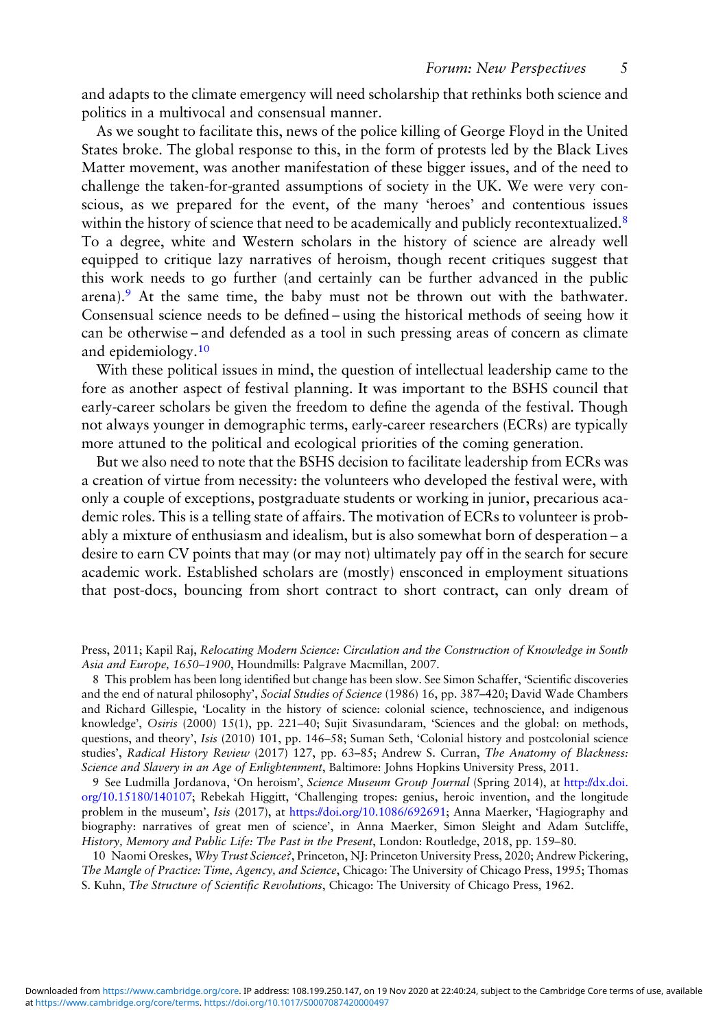and adapts to the climate emergency will need scholarship that rethinks both science and politics in a multivocal and consensual manner.

As we sought to facilitate this, news of the police killing of George Floyd in the United States broke. The global response to this, in the form of protests led by the Black Lives Matter movement, was another manifestation of these bigger issues, and of the need to challenge the taken-for-granted assumptions of society in the UK. We were very conscious, as we prepared for the event, of the many 'heroes' and contentious issues within the history of science that need to be academically and publicly recontextualized.[8] To a degree, white and Western scholars in the history of science are already well equipped to critique lazy narratives of heroism, though recent critiques suggest that this work needs to go further (and certainly can be further advanced in the public arena).[9] At the same time, the baby must not be thrown out with the bathwater. Consensual science needs to be defined – using the historical methods of seeing how it can be otherwise – and defended as a tool in such pressing areas of concern as climate and epidemiology.[10]

With these political issues in mind, the question of intellectual leadership came to the fore as another aspect of festival planning. It was important to the BSHS council that early-career scholars be given the freedom to define the agenda of the festival. Though not always younger in demographic terms, early-career researchers (ECRs) are typically more attuned to the political and ecological priorities of the coming generation.

But we also need to note that the BSHS decision to facilitate leadership from ECRs was a creation of virtue from necessity: the volunteers who developed the festival were, with only a couple of exceptions, postgraduate students or working in junior, precarious academic roles. This is a telling state of affairs. The motivation of ECRs to volunteer is probably a mixture of enthusiasm and idealism, but is also somewhat born of desperation – a desire to earn CV points that may (or may not) ultimately pay off in the search for secure academic work. Established scholars are (mostly) ensconced in employment situations that post-docs, bouncing from short contract to short contract, can only dream of

Press, 2011; Kapil Raj, *Relocating Modern Science: Circulation and the Construction of Knowledge in South Asia and Europe, 1650–1900*, Houndmills: Palgrave Macmillan, 2007.

8 This problem has been long identified but change has been slow. See Simon Schaffer, 'Scientific discoveries and the end of natural philosophy', *Social Studies of Science* (1986) 16, pp. 387–420; David Wade Chambers and Richard Gillespie, 'Locality in the history of science: colonial science, technoscience, and indigenous knowledge', *Osiris* (2000) 15(1), pp. 221–40; Sujit Sivasundaram, 'Sciences and the global: on methods, questions, and theory', *Isis* (2010) 101, pp. 146–58; Suman Seth, 'Colonial history and postcolonial science studies', *Radical History Review* (2017) 127, pp. 63–85; Andrew S. Curran, *The Anatomy of Blackness: Science and Slavery in an Age of Enlightenment*, Baltimore: Johns Hopkins University Press, 2011.

9 See Ludmilla Jordanova, 'On heroism', *Science Museum Group Journal* (Spring 2014), at http://dx.doi.org/10.15180/140107; Rebekah Higgitt, 'Challenging tropes: genius, heroic invention, and the longitude problem in the museum', *Isis* (2017), at https://doi.org/10.1086/692691; Anna Maerker, 'Hagiography and biography: narratives of great men of science', in Anna Maerker, Simon Sleight and Adam Sutcliffe, *History, Memory and Public Life: The Past in the Present*, London: Routledge, 2018, pp. 159–80.

10 Naomi Oreskes, *Why Trust Science?*, Princeton, NJ: Princeton University Press, 2020; Andrew Pickering, *The Mangle of Practice: Time, Agency, and Science*, Chicago: The University of Chicago Press, 1995; Thomas S. Kuhn, *The Structure of Scientific Revolutions*, Chicago: The University of Chicago Press, 1962.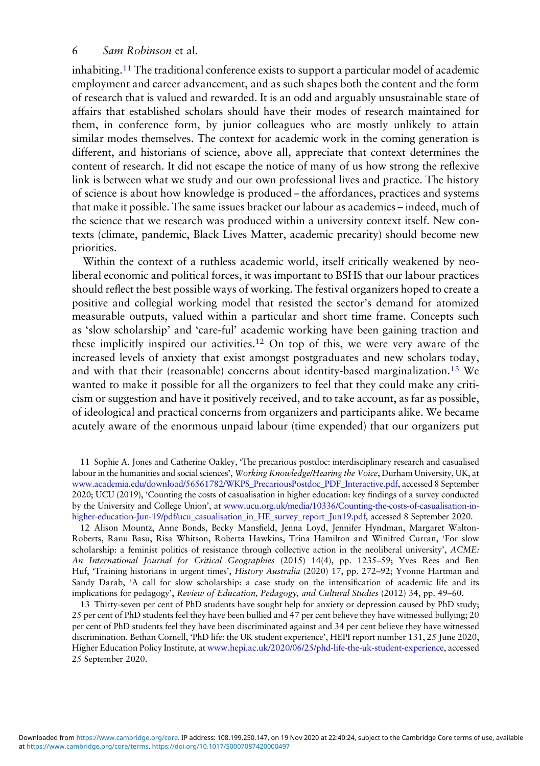inhabiting.[11] The traditional conference exists to support a particular model of academic employment and career advancement, and as such shapes both the content and the form of research that is valued and rewarded. It is an odd and arguably unsustainable state of affairs that established scholars should have their modes of research maintained for them, in conference form, by junior colleagues who are mostly unlikely to attain similar modes themselves. The context for academic work in the coming generation is different, and historians of science, above all, appreciate that context determines the content of research. It did not escape the notice of many of us how strong the reflexive link is between what we study and our own professional lives and practice. The history of science is about how knowledge is produced – the affordances, practices and systems that make it possible. The same issues bracket our labour as academics – indeed, much of the science that we research was produced within a university context itself. New contexts (climate, pandemic, Black Lives Matter, academic precarity) should become new priorities.

Within the context of a ruthless academic world, itself critically weakened by neoliberal economic and political forces, it was important to BSHS that our labour practices should reflect the best possible ways of working. The festival organizers hoped to create a positive and collegial working model that resisted the sector's demand for atomized measurable outputs, valued within a particular and short time frame. Concepts such as 'slow scholarship' and 'care-ful' academic working have been gaining traction and these implicitly inspired our activities.[12] On top of this, we were very aware of the increased levels of anxiety that exist amongst postgraduates and new scholars today, and with that their (reasonable) concerns about identity-based marginalization.[13] We wanted to make it possible for all the organizers to feel that they could make any criticism or suggestion and have it positively received, and to take account, as far as possible, of ideological and practical concerns from organizers and participants alike. We became acutely aware of the enormous unpaid labour (time expended) that our organizers put

11 Sophie A. Jones and Catherine Oakley, 'The precarious postdoc: interdisciplinary research and casualised labour in the humanities and social sciences', *Working Knowledge/Hearing the Voice*, Durham University, UK, at www.academia.edu/download/56561782/WKPS_PrecariousPostdoc_PDF_Interactive.pdf, accessed 8 September 2020; UCU (2019), 'Counting the costs of casualisation in higher education: key findings of a survey conducted by the University and College Union', at www.ucu.org.uk/media/10336/Counting-the-costs-of-casualisation-in-higher-education-Jun-19/pdf/ucu_casualisation_in_HE_survey_report_Jun19.pdf, accessed 8 September 2020.

12 Alison Mountz, Anne Bonds, Becky Mansfield, Jenna Loyd, Jennifer Hyndman, Margaret Walton-Roberts, Ranu Basu, Risa Whitson, Roberta Hawkins, Trina Hamilton and Winifred Curran, 'For slow scholarship: a feminist politics of resistance through collective action in the neoliberal university', *ACME: An International Journal for Critical Geographies* (2015) 14(4), pp. 1235–59; Yves Rees and Ben Huf, 'Training historians in urgent times', *History Australia* (2020) 17, pp. 272–92; Yvonne Hartman and Sandy Darab, 'A call for slow scholarship: a case study on the intensification of academic life and its implications for pedagogy', *Review of Education, Pedagogy, and Cultural Studies* (2012) 34, pp. 49–60.

13 Thirty-seven per cent of PhD students have sought help for anxiety or depression caused by PhD study; 25 per cent of PhD students feel they have been bullied and 47 per cent believe they have witnessed bullying; 20 per cent of PhD students feel they have been discriminated against and 34 per cent believe they have witnessed discrimination. Bethan Cornell, 'PhD life: the UK student experience', HEPI report number 131, 25 June 2020, Higher Education Policy Institute, at www.hepi.ac.uk/2020/06/25/phd-life-the-uk-student-experience, accessed 25 September 2020.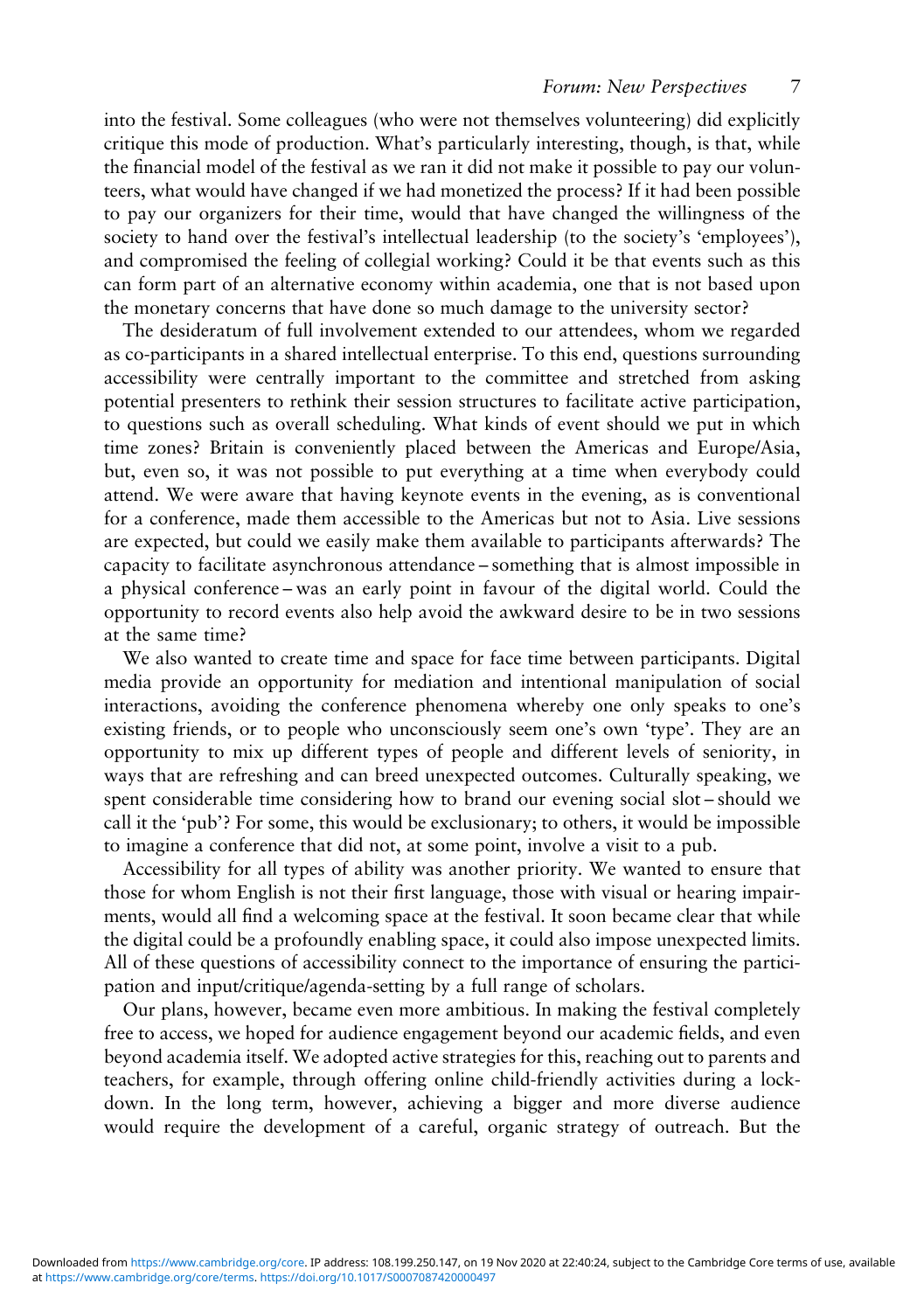into the festival. Some colleagues (who were not themselves volunteering) did explicitly critique this mode of production. What's particularly interesting, though, is that, while the financial model of the festival as we ran it did not make it possible to pay our volunteers, what would have changed if we had monetized the process? If it had been possible to pay our organizers for their time, would that have changed the willingness of the society to hand over the festival's intellectual leadership (to the society's 'employees'), and compromised the feeling of collegial working? Could it be that events such as this can form part of an alternative economy within academia, one that is not based upon the monetary concerns that have done so much damage to the university sector?

The desideratum of full involvement extended to our attendees, whom we regarded as co-participants in a shared intellectual enterprise. To this end, questions surrounding accessibility were centrally important to the committee and stretched from asking potential presenters to rethink their session structures to facilitate active participation, to questions such as overall scheduling. What kinds of event should we put in which time zones? Britain is conveniently placed between the Americas and Europe/Asia, but, even so, it was not possible to put everything at a time when everybody could attend. We were aware that having keynote events in the evening, as is conventional for a conference, made them accessible to the Americas but not to Asia. Live sessions are expected, but could we easily make them available to participants afterwards? The capacity to facilitate asynchronous attendance – something that is almost impossible in a physical conference – was an early point in favour of the digital world. Could the opportunity to record events also help avoid the awkward desire to be in two sessions at the same time?

We also wanted to create time and space for face time between participants. Digital media provide an opportunity for mediation and intentional manipulation of social interactions, avoiding the conference phenomena whereby one only speaks to one's existing friends, or to people who unconsciously seem one's own 'type'. They are an opportunity to mix up different types of people and different levels of seniority, in ways that are refreshing and can breed unexpected outcomes. Culturally speaking, we spent considerable time considering how to brand our evening social slot – should we call it the 'pub'? For some, this would be exclusionary; to others, it would be impossible to imagine a conference that did not, at some point, involve a visit to a pub.

Accessibility for all types of ability was another priority. We wanted to ensure that those for whom English is not their first language, those with visual or hearing impairments, would all find a welcoming space at the festival. It soon became clear that while the digital could be a profoundly enabling space, it could also impose unexpected limits. All of these questions of accessibility connect to the importance of ensuring the participation and input/critique/agenda-setting by a full range of scholars.

Our plans, however, became even more ambitious. In making the festival completely free to access, we hoped for audience engagement beyond our academic fields, and even beyond academia itself. We adopted active strategies for this, reaching out to parents and teachers, for example, through offering online child-friendly activities during a lockdown. In the long term, however, achieving a bigger and more diverse audience would require the development of a careful, organic strategy of outreach. But the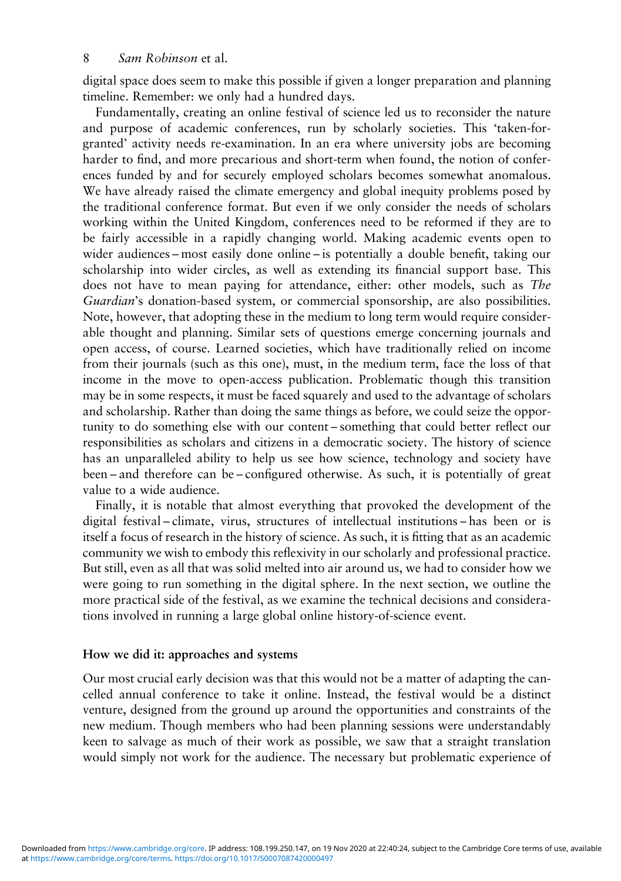digital space does seem to make this possible if given a longer preparation and planning timeline. Remember: we only had a hundred days.

Fundamentally, creating an online festival of science led us to reconsider the nature and purpose of academic conferences, run by scholarly societies. This 'taken-for-granted' activity needs re-examination. In an era where university jobs are becoming harder to find, and more precarious and short-term when found, the notion of conferences funded by and for securely employed scholars becomes somewhat anomalous. We have already raised the climate emergency and global inequity problems posed by the traditional conference format. But even if we only consider the needs of scholars working within the United Kingdom, conferences need to be reformed if they are to be fairly accessible in a rapidly changing world. Making academic events open to wider audiences – most easily done online – is potentially a double benefit, taking our scholarship into wider circles, as well as extending its financial support base. This does not have to mean paying for attendance, either: other models, such as *The Guardian*'s donation-based system, or commercial sponsorship, are also possibilities. Note, however, that adopting these in the medium to long term would require considerable thought and planning. Similar sets of questions emerge concerning journals and open access, of course. Learned societies, which have traditionally relied on income from their journals (such as this one), must, in the medium term, face the loss of that income in the move to open-access publication. Problematic though this transition may be in some respects, it must be faced squarely and used to the advantage of scholars and scholarship. Rather than doing the same things as before, we could seize the opportunity to do something else with our content – something that could better reflect our responsibilities as scholars and citizens in a democratic society. The history of science has an unparalleled ability to help us see how science, technology and society have been – and therefore can be – configured otherwise. As such, it is potentially of great value to a wide audience.

Finally, it is notable that almost everything that provoked the development of the digital festival – climate, virus, structures of intellectual institutions – has been or is itself a focus of research in the history of science. As such, it is fitting that as an academic community we wish to embody this reflexivity in our scholarly and professional practice. But still, even as all that was solid melted into air around us, we had to consider how we were going to run something in the digital sphere. In the next section, we outline the more practical side of the festival, as we examine the technical decisions and considerations involved in running a large global online history-of-science event.

## How we did it: approaches and systems

Our most crucial early decision was that this would not be a matter of adapting the cancelled annual conference to take it online. Instead, the festival would be a distinct venture, designed from the ground up around the opportunities and constraints of the new medium. Though members who had been planning sessions were understandably keen to salvage as much of their work as possible, we saw that a straight translation would simply not work for the audience. The necessary but problematic experience of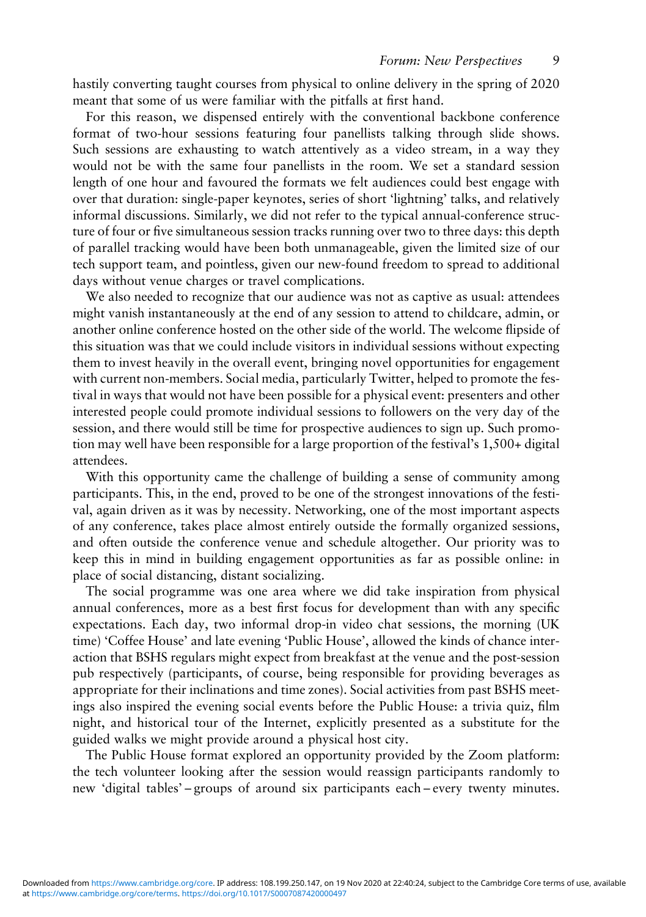hastily converting taught courses from physical to online delivery in the spring of 2020 meant that some of us were familiar with the pitfalls at first hand.

For this reason, we dispensed entirely with the conventional backbone conference format of two-hour sessions featuring four panellists talking through slide shows. Such sessions are exhausting to watch attentively as a video stream, in a way they would not be with the same four panellists in the room. We set a standard session length of one hour and favoured the formats we felt audiences could best engage with over that duration: single-paper keynotes, series of short 'lightning' talks, and relatively informal discussions. Similarly, we did not refer to the typical annual-conference structure of four or five simultaneous session tracks running over two to three days: this depth of parallel tracking would have been both unmanageable, given the limited size of our tech support team, and pointless, given our new-found freedom to spread to additional days without venue charges or travel complications.

We also needed to recognize that our audience was not as captive as usual: attendees might vanish instantaneously at the end of any session to attend to childcare, admin, or another online conference hosted on the other side of the world. The welcome flipside of this situation was that we could include visitors in individual sessions without expecting them to invest heavily in the overall event, bringing novel opportunities for engagement with current non-members. Social media, particularly Twitter, helped to promote the festival in ways that would not have been possible for a physical event: presenters and other interested people could promote individual sessions to followers on the very day of the session, and there would still be time for prospective audiences to sign up. Such promotion may well have been responsible for a large proportion of the festival's 1,500+ digital attendees.

With this opportunity came the challenge of building a sense of community among participants. This, in the end, proved to be one of the strongest innovations of the festival, again driven as it was by necessity. Networking, one of the most important aspects of any conference, takes place almost entirely outside the formally organized sessions, and often outside the conference venue and schedule altogether. Our priority was to keep this in mind in building engagement opportunities as far as possible online: in place of social distancing, distant socializing.

The social programme was one area where we did take inspiration from physical annual conferences, more as a best first focus for development than with any specific expectations. Each day, two informal drop-in video chat sessions, the morning (UK time) 'Coffee House' and late evening 'Public House', allowed the kinds of chance interaction that BSHS regulars might expect from breakfast at the venue and the post-session pub respectively (participants, of course, being responsible for providing beverages as appropriate for their inclinations and time zones). Social activities from past BSHS meetings also inspired the evening social events before the Public House: a trivia quiz, film night, and historical tour of the Internet, explicitly presented as a substitute for the guided walks we might provide around a physical host city.

The Public House format explored an opportunity provided by the Zoom platform: the tech volunteer looking after the session would reassign participants randomly to new 'digital tables' – groups of around six participants each – every twenty minutes.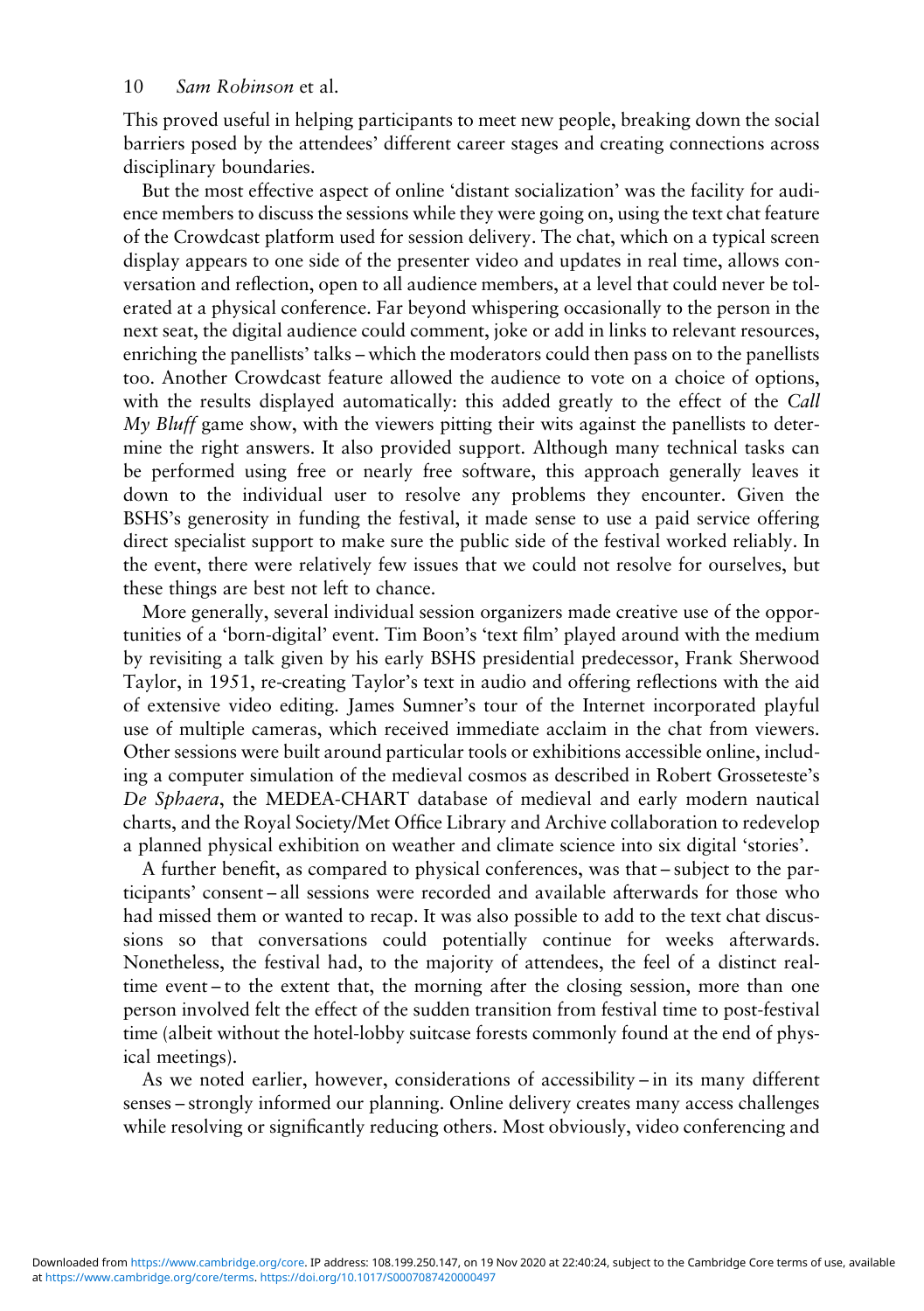This proved useful in helping participants to meet new people, breaking down the social barriers posed by the attendees' different career stages and creating connections across disciplinary boundaries.

But the most effective aspect of online 'distant socialization' was the facility for audience members to discuss the sessions while they were going on, using the text chat feature of the Crowdcast platform used for session delivery. The chat, which on a typical screen display appears to one side of the presenter video and updates in real time, allows conversation and reflection, open to all audience members, at a level that could never be tolerated at a physical conference. Far beyond whispering occasionally to the person in the next seat, the digital audience could comment, joke or add in links to relevant resources, enriching the panellists' talks – which the moderators could then pass on to the panellists too. Another Crowdcast feature allowed the audience to vote on a choice of options, with the results displayed automatically: this added greatly to the effect of the *Call My Bluff* game show, with the viewers pitting their wits against the panellists to determine the right answers. It also provided support. Although many technical tasks can be performed using free or nearly free software, this approach generally leaves it down to the individual user to resolve any problems they encounter. Given the BSHS's generosity in funding the festival, it made sense to use a paid service offering direct specialist support to make sure the public side of the festival worked reliably. In the event, there were relatively few issues that we could not resolve for ourselves, but these things are best not left to chance.

More generally, several individual session organizers made creative use of the opportunities of a 'born-digital' event. Tim Boon's 'text film' played around with the medium by revisiting a talk given by his early BSHS presidential predecessor, Frank Sherwood Taylor, in 1951, re-creating Taylor's text in audio and offering reflections with the aid of extensive video editing. James Sumner's tour of the Internet incorporated playful use of multiple cameras, which received immediate acclaim in the chat from viewers. Other sessions were built around particular tools or exhibitions accessible online, including a computer simulation of the medieval cosmos as described in Robert Grosseteste's *De Sphaera*, the MEDEA-CHART database of medieval and early modern nautical charts, and the Royal Society/Met Office Library and Archive collaboration to redevelop a planned physical exhibition on weather and climate science into six digital 'stories'.

A further benefit, as compared to physical conferences, was that – subject to the participants' consent – all sessions were recorded and available afterwards for those who had missed them or wanted to recap. It was also possible to add to the text chat discussions so that conversations could potentially continue for weeks afterwards. Nonetheless, the festival had, to the majority of attendees, the feel of a distinct real-time event – to the extent that, the morning after the closing session, more than one person involved felt the effect of the sudden transition from festival time to post-festival time (albeit without the hotel-lobby suitcase forests commonly found at the end of physical meetings).

As we noted earlier, however, considerations of accessibility – in its many different senses – strongly informed our planning. Online delivery creates many access challenges while resolving or significantly reducing others. Most obviously, video conferencing and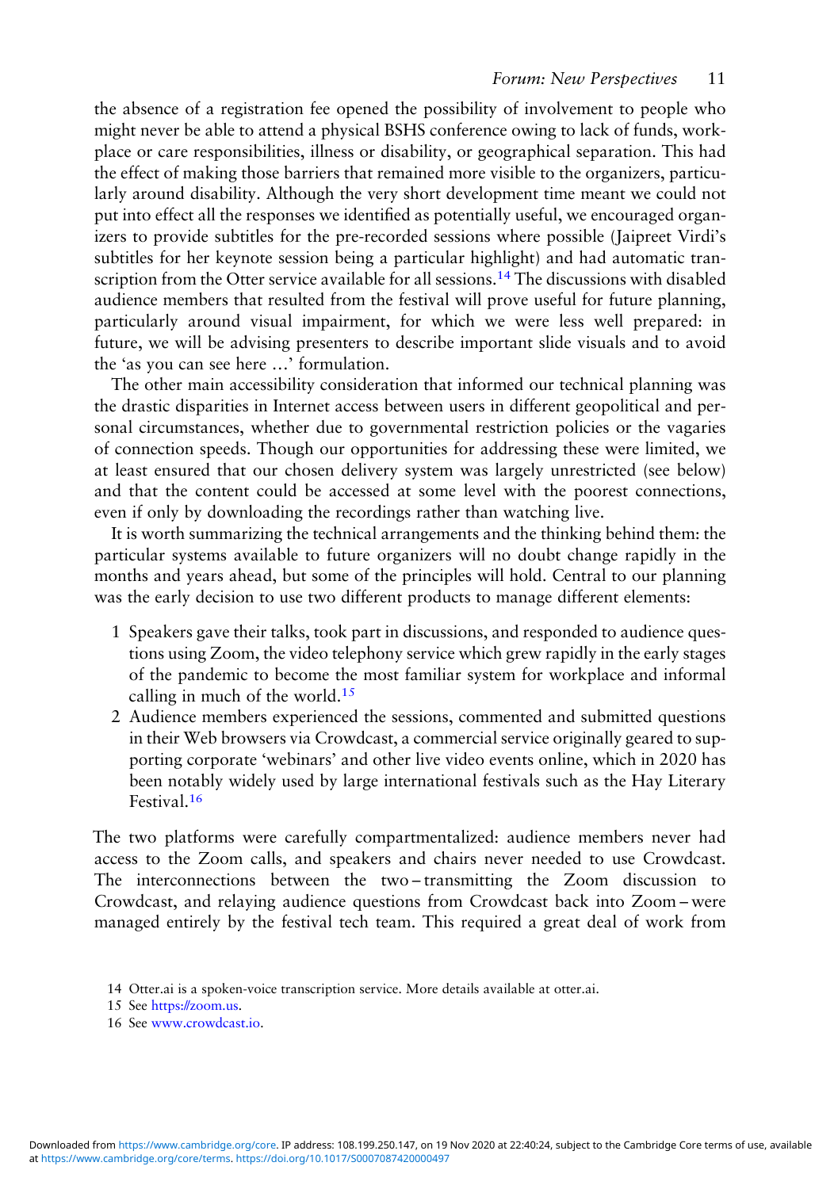the absence of a registration fee opened the possibility of involvement to people who might never be able to attend a physical BSHS conference owing to lack of funds, workplace or care responsibilities, illness or disability, or geographical separation. This had the effect of making those barriers that remained more visible to the organizers, particularly around disability. Although the very short development time meant we could not put into effect all the responses we identified as potentially useful, we encouraged organizers to provide subtitles for the pre-recorded sessions where possible (Jaipreet Virdi's subtitles for her keynote session being a particular highlight) and had automatic transcription from the Otter service available for all sessions.[14] The discussions with disabled audience members that resulted from the festival will prove useful for future planning, particularly around visual impairment, for which we were less well prepared: in future, we will be advising presenters to describe important slide visuals and to avoid the 'as you can see here …' formulation.

The other main accessibility consideration that informed our technical planning was the drastic disparities in Internet access between users in different geopolitical and personal circumstances, whether due to governmental restriction policies or the vagaries of connection speeds. Though our opportunities for addressing these were limited, we at least ensured that our chosen delivery system was largely unrestricted (see below) and that the content could be accessed at some level with the poorest connections, even if only by downloading the recordings rather than watching live.

It is worth summarizing the technical arrangements and the thinking behind them: the particular systems available to future organizers will no doubt change rapidly in the months and years ahead, but some of the principles will hold. Central to our planning was the early decision to use two different products to manage different elements:

1. Speakers gave their talks, took part in discussions, and responded to audience questions using Zoom, the video telephony service which grew rapidly in the early stages of the pandemic to become the most familiar system for workplace and informal calling in much of the world.[15]
2. Audience members experienced the sessions, commented and submitted questions in their Web browsers via Crowdcast, a commercial service originally geared to supporting corporate 'webinars' and other live video events online, which in 2020 has been notably widely used by large international festivals such as the Hay Literary Festival.[16]

The two platforms were carefully compartmentalized: audience members never had access to the Zoom calls, and speakers and chairs never needed to use Crowdcast. The interconnections between the two – transmitting the Zoom discussion to Crowdcast, and relaying audience questions from Crowdcast back into Zoom – were managed entirely by the festival tech team. This required a great deal of work from

14 Otter.ai is a spoken-voice transcription service. More details available at otter.ai.

15 See https://zoom.us.

16 See www.crowdcast.io.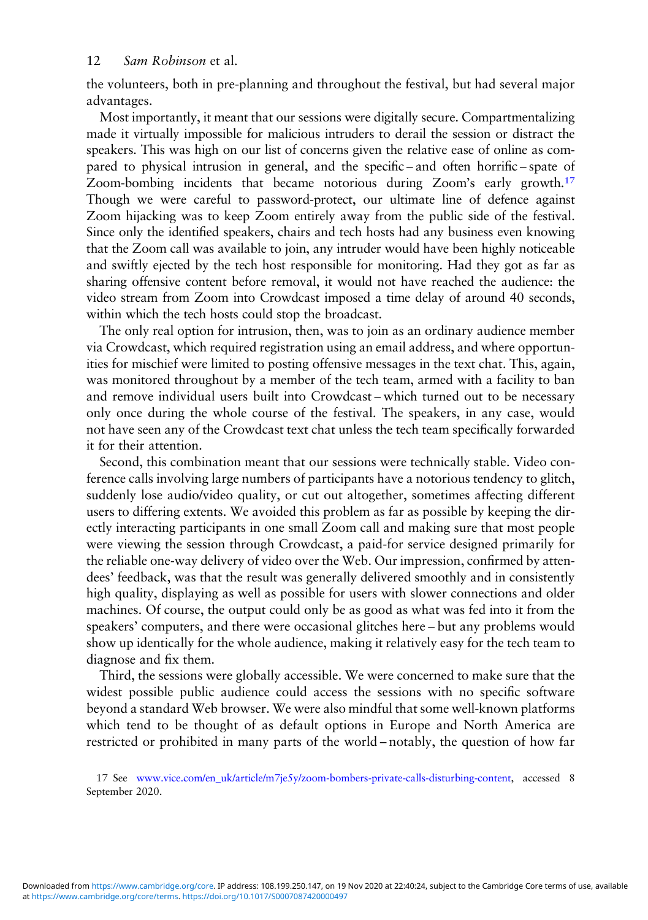the volunteers, both in pre-planning and throughout the festival, but had several major advantages.

Most importantly, it meant that our sessions were digitally secure. Compartmentalizing made it virtually impossible for malicious intruders to derail the session or distract the speakers. This was high on our list of concerns given the relative ease of online as compared to physical intrusion in general, and the specific – and often horrific – spate of Zoom-bombing incidents that became notorious during Zoom's early growth.[17] Though we were careful to password-protect, our ultimate line of defence against Zoom hijacking was to keep Zoom entirely away from the public side of the festival. Since only the identified speakers, chairs and tech hosts had any business even knowing that the Zoom call was available to join, any intruder would have been highly noticeable and swiftly ejected by the tech host responsible for monitoring. Had they got as far as sharing offensive content before removal, it would not have reached the audience: the video stream from Zoom into Crowdcast imposed a time delay of around 40 seconds, within which the tech hosts could stop the broadcast.

The only real option for intrusion, then, was to join as an ordinary audience member via Crowdcast, which required registration using an email address, and where opportunities for mischief were limited to posting offensive messages in the text chat. This, again, was monitored throughout by a member of the tech team, armed with a facility to ban and remove individual users built into Crowdcast – which turned out to be necessary only once during the whole course of the festival. The speakers, in any case, would not have seen any of the Crowdcast text chat unless the tech team specifically forwarded it for their attention.

Second, this combination meant that our sessions were technically stable. Video conference calls involving large numbers of participants have a notorious tendency to glitch, suddenly lose audio/video quality, or cut out altogether, sometimes affecting different users to differing extents. We avoided this problem as far as possible by keeping the directly interacting participants in one small Zoom call and making sure that most people were viewing the session through Crowdcast, a paid-for service designed primarily for the reliable one-way delivery of video over the Web. Our impression, confirmed by attendees' feedback, was that the result was generally delivered smoothly and in consistently high quality, displaying as well as possible for users with slower connections and older machines. Of course, the output could only be as good as what was fed into it from the speakers' computers, and there were occasional glitches here – but any problems would show up identically for the whole audience, making it relatively easy for the tech team to diagnose and fix them.

Third, the sessions were globally accessible. We were concerned to make sure that the widest possible public audience could access the sessions with no specific software beyond a standard Web browser. We were also mindful that some well-known platforms which tend to be thought of as default options in Europe and North America are restricted or prohibited in many parts of the world – notably, the question of how far

17 See www.vice.com/en_uk/article/m7je5y/zoom-bombers-private-calls-disturbing-content, accessed 8 September 2020.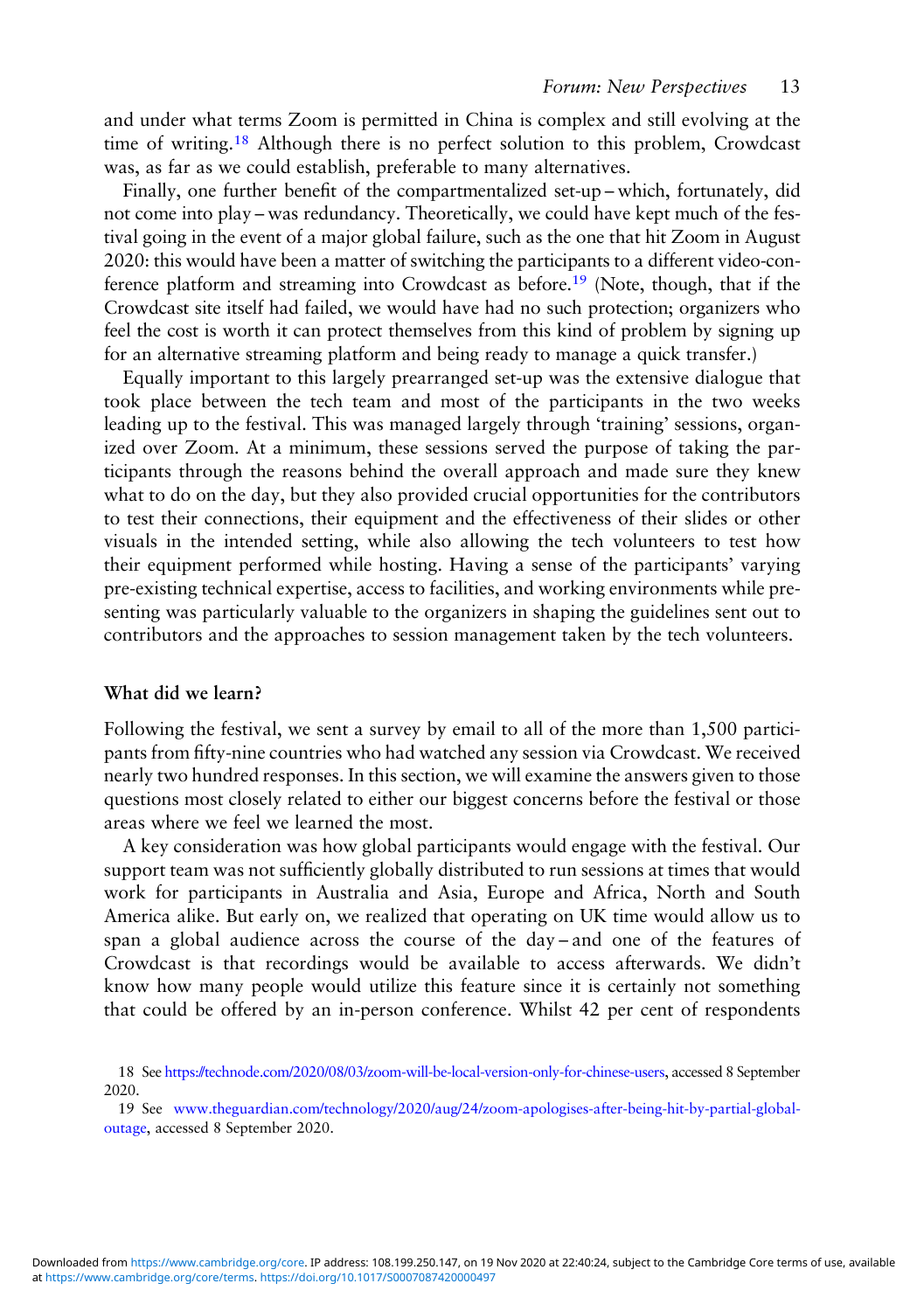and under what terms Zoom is permitted in China is complex and still evolving at the time of writing.[18] Although there is no perfect solution to this problem, Crowdcast was, as far as we could establish, preferable to many alternatives.

Finally, one further benefit of the compartmentalized set-up – which, fortunately, did not come into play – was redundancy. Theoretically, we could have kept much of the festival going in the event of a major global failure, such as the one that hit Zoom in August 2020: this would have been a matter of switching the participants to a different video-conference platform and streaming into Crowdcast as before.[19] (Note, though, that if the Crowdcast site itself had failed, we would have had no such protection; organizers who feel the cost is worth it can protect themselves from this kind of problem by signing up for an alternative streaming platform and being ready to manage a quick transfer.)

Equally important to this largely prearranged set-up was the extensive dialogue that took place between the tech team and most of the participants in the two weeks leading up to the festival. This was managed largely through 'training' sessions, organized over Zoom. At a minimum, these sessions served the purpose of taking the participants through the reasons behind the overall approach and made sure they knew what to do on the day, but they also provided crucial opportunities for the contributors to test their connections, their equipment and the effectiveness of their slides or other visuals in the intended setting, while also allowing the tech volunteers to test how their equipment performed while hosting. Having a sense of the participants' varying pre-existing technical expertise, access to facilities, and working environments while presenting was particularly valuable to the organizers in shaping the guidelines sent out to contributors and the approaches to session management taken by the tech volunteers.

## What did we learn?

Following the festival, we sent a survey by email to all of the more than 1,500 participants from fifty-nine countries who had watched any session via Crowdcast. We received nearly two hundred responses. In this section, we will examine the answers given to those questions most closely related to either our biggest concerns before the festival or those areas where we feel we learned the most.

A key consideration was how global participants would engage with the festival. Our support team was not sufficiently globally distributed to run sessions at times that would work for participants in Australia and Asia, Europe and Africa, North and South America alike. But early on, we realized that operating on UK time would allow us to span a global audience across the course of the day – and one of the features of Crowdcast is that recordings would be available to access afterwards. We didn't know how many people would utilize this feature since it is certainly not something that could be offered by an in-person conference. Whilst 42 per cent of respondents

18 See https://technode.com/2020/08/03/zoom-will-be-local-version-only-for-chinese-users, accessed 8 September 2020.

19 See www.theguardian.com/technology/2020/aug/24/zoom-apologises-after-being-hit-by-partial-global-outage, accessed 8 September 2020.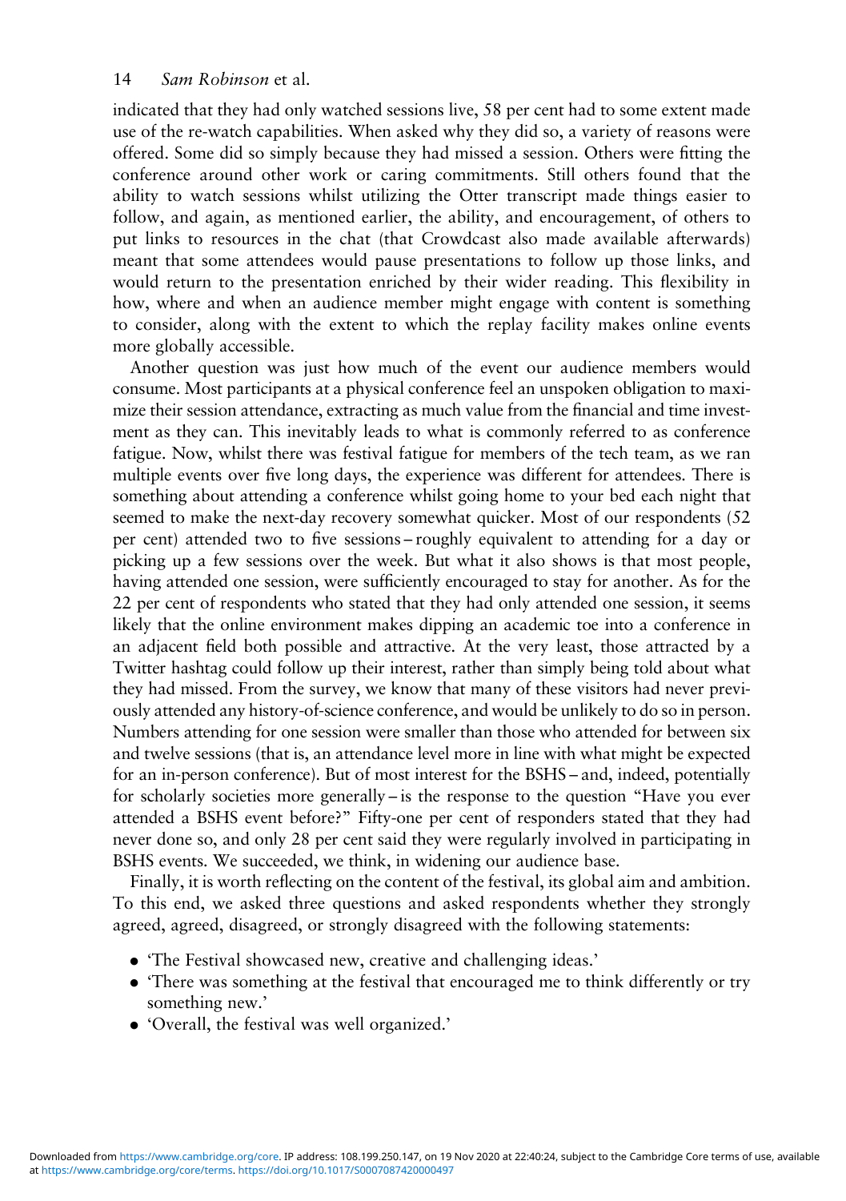indicated that they had only watched sessions live, 58 per cent had to some extent made use of the re-watch capabilities. When asked why they did so, a variety of reasons were offered. Some did so simply because they had missed a session. Others were fitting the conference around other work or caring commitments. Still others found that the ability to watch sessions whilst utilizing the Otter transcript made things easier to follow, and again, as mentioned earlier, the ability, and encouragement, of others to put links to resources in the chat (that Crowdcast also made available afterwards) meant that some attendees would pause presentations to follow up those links, and would return to the presentation enriched by their wider reading. This flexibility in how, where and when an audience member might engage with content is something to consider, along with the extent to which the replay facility makes online events more globally accessible.

Another question was just how much of the event our audience members would consume. Most participants at a physical conference feel an unspoken obligation to maximize their session attendance, extracting as much value from the financial and time investment as they can. This inevitably leads to what is commonly referred to as conference fatigue. Now, whilst there was festival fatigue for members of the tech team, as we ran multiple events over five long days, the experience was different for attendees. There is something about attending a conference whilst going home to your bed each night that seemed to make the next-day recovery somewhat quicker. Most of our respondents (52 per cent) attended two to five sessions – roughly equivalent to attending for a day or picking up a few sessions over the week. But what it also shows is that most people, having attended one session, were sufficiently encouraged to stay for another. As for the 22 per cent of respondents who stated that they had only attended one session, it seems likely that the online environment makes dipping an academic toe into a conference in an adjacent field both possible and attractive. At the very least, those attracted by a Twitter hashtag could follow up their interest, rather than simply being told about what they had missed. From the survey, we know that many of these visitors had never previously attended any history-of-science conference, and would be unlikely to do so in person. Numbers attending for one session were smaller than those who attended for between six and twelve sessions (that is, an attendance level more in line with what might be expected for an in-person conference). But of most interest for the BSHS – and, indeed, potentially for scholarly societies more generally – is the response to the question "Have you ever attended a BSHS event before?" Fifty-one per cent of responders stated that they had never done so, and only 28 per cent said they were regularly involved in participating in BSHS events. We succeeded, we think, in widening our audience base.

Finally, it is worth reflecting on the content of the festival, its global aim and ambition. To this end, we asked three questions and asked respondents whether they strongly agreed, agreed, disagreed, or strongly disagreed with the following statements:

- 'The Festival showcased new, creative and challenging ideas.'
- 'There was something at the festival that encouraged me to think differently or try something new.'
- 'Overall, the festival was well organized.'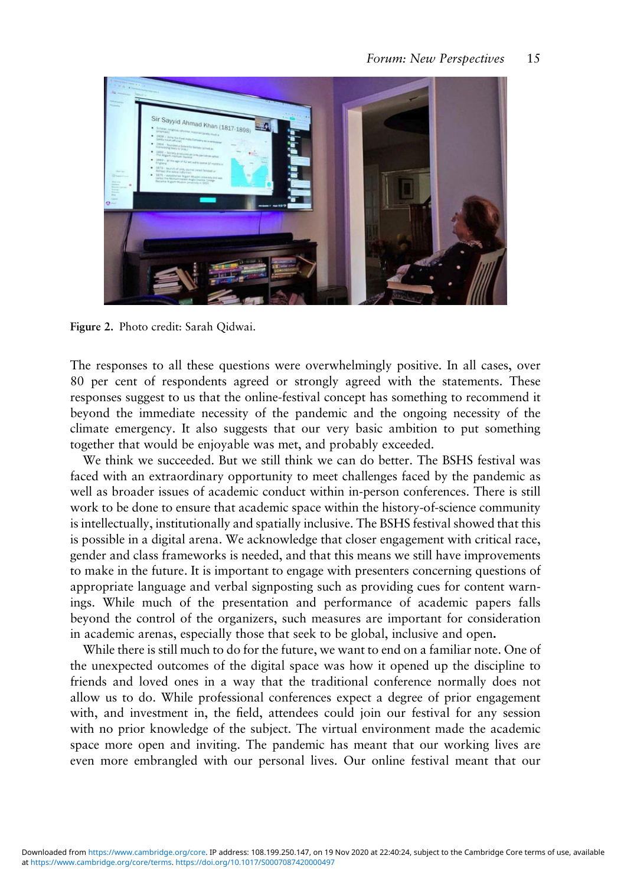Figure 2. Photo credit: Sarah Qidwai.

The responses to all these questions were overwhelmingly positive. In all cases, over 80 per cent of respondents agreed or strongly agreed with the statements. These responses suggest to us that the online-festival concept has something to recommend it beyond the immediate necessity of the pandemic and the ongoing necessity of the climate emergency. It also suggests that our very basic ambition to put something together that would be enjoyable was met, and probably exceeded.

We think we succeeded. But we still think we can do better. The BSHS festival was faced with an extraordinary opportunity to meet challenges faced by the pandemic as well as broader issues of academic conduct within in-person conferences. There is still work to be done to ensure that academic space within the history-of-science community is intellectually, institutionally and spatially inclusive. The BSHS festival showed that this is possible in a digital arena. We acknowledge that closer engagement with critical race, gender and class frameworks is needed, and that this means we still have improvements to make in the future. It is important to engage with presenters concerning questions of appropriate language and verbal signposting such as providing cues for content warnings. While much of the presentation and performance of academic papers falls beyond the control of the organizers, such measures are important for consideration in academic arenas, especially those that seek to be global, inclusive and open.

While there is still much to do for the future, we want to end on a familiar note. One of the unexpected outcomes of the digital space was how it opened up the discipline to friends and loved ones in a way that the traditional conference normally does not allow us to do. While professional conferences expect a degree of prior engagement with, and investment in, the field, attendees could join our festival for any session with no prior knowledge of the subject. The virtual environment made the academic space more open and inviting. The pandemic has meant that our working lives are even more embrangled with our personal lives. Our online festival meant that our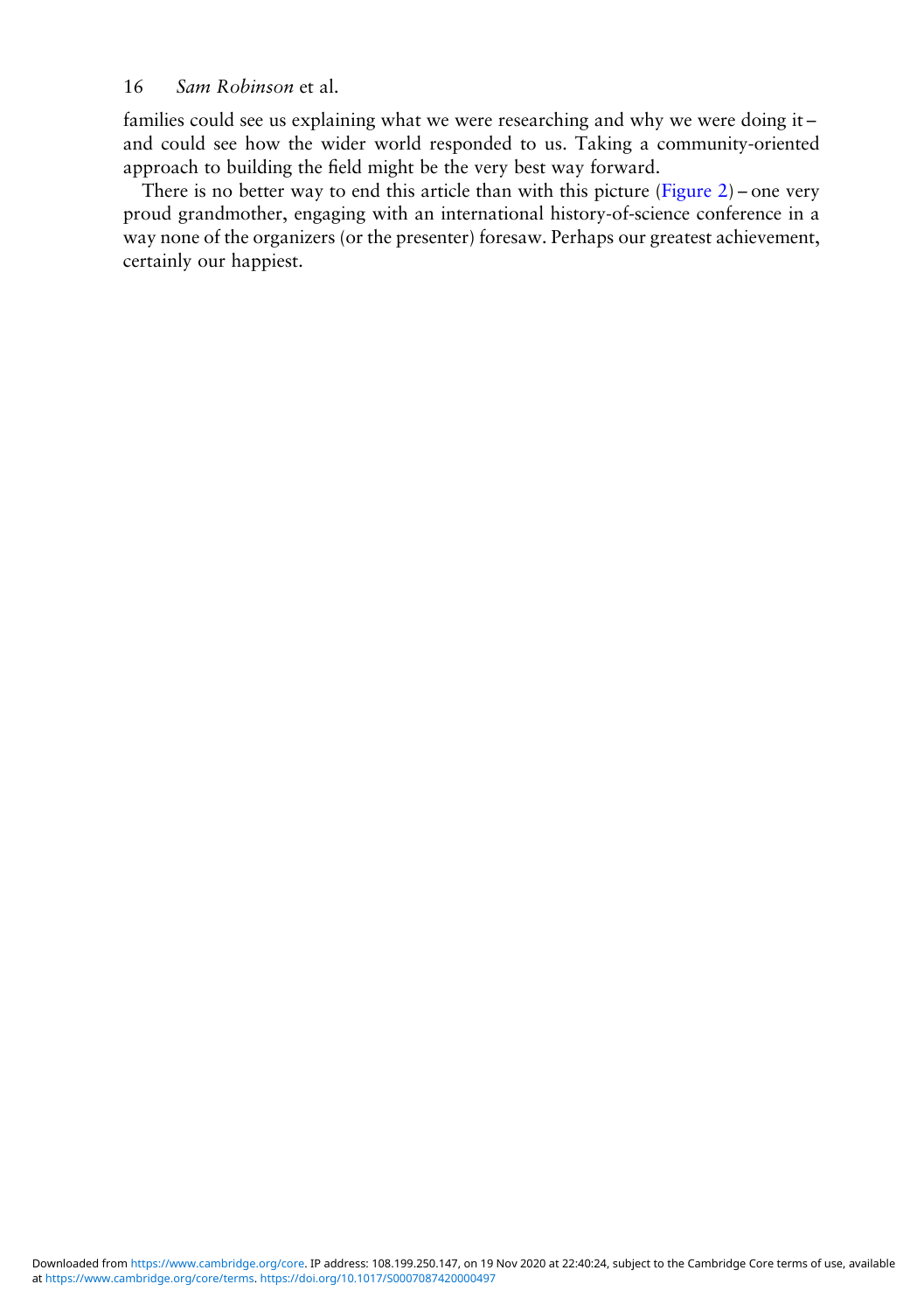families could see us explaining what we were researching and why we were doing it – and could see how the wider world responded to us. Taking a community-oriented approach to building the field might be the very best way forward.

There is no better way to end this article than with this picture (Figure 2) – one very proud grandmother, engaging with an international history-of-science conference in a way none of the organizers (or the presenter) foresaw. Perhaps our greatest achievement, certainly our happiest.